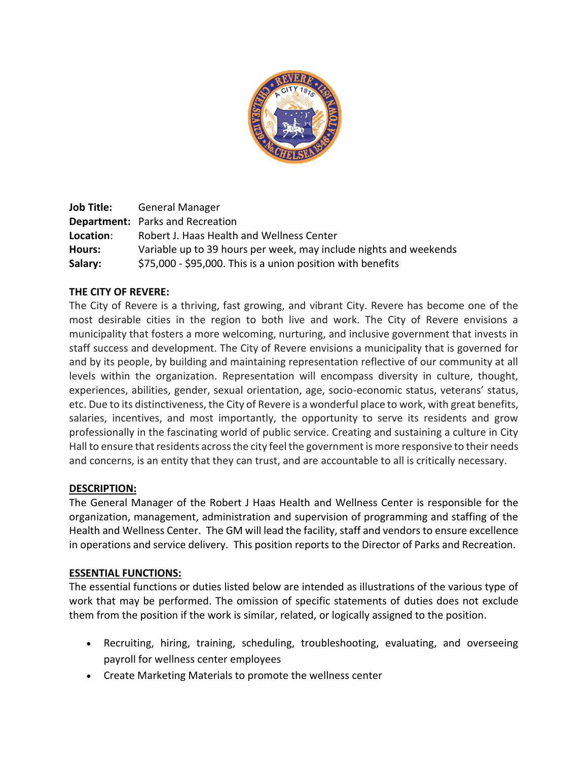**Job Title:** General Manager
**Department:** Parks and Recreation
**Location**: Robert J. Haas Health and Wellness Center
**Hours:** Variable up to 39 hours per week, may include nights and weekends
**Salary:** $75,000 - $95,000. This is a union position with benefits

**THE CITY OF REVERE:**

The City of Revere is a thriving, fast growing, and vibrant City. Revere has become one of the most desirable cities in the region to both live and work. The City of Revere envisions a municipality that fosters a more welcoming, nurturing, and inclusive government that invests in staff success and development. The City of Revere envisions a municipality that is governed for and by its people, by building and maintaining representation reflective of our community at all levels within the organization. Representation will encompass diversity in culture, thought, experiences, abilities, gender, sexual orientation, age, socio-economic status, veterans' status, etc. Due to its distinctiveness, the City of Revere is a wonderful place to work, with great benefits, salaries, incentives, and most importantly, the opportunity to serve its residents and grow professionally in the fascinating world of public service. Creating and sustaining a culture in City Hall to ensure that residents across the city feel the government is more responsive to their needs and concerns, is an entity that they can trust, and are accountable to all is critically necessary.

**DESCRIPTION:**

The General Manager of the Robert J Haas Health and Wellness Center is responsible for the organization, management, administration and supervision of programming and staffing of the Health and Wellness Center. The GM will lead the facility, staff and vendors to ensure excellence in operations and service delivery. This position reports to the Director of Parks and Recreation.

**ESSENTIAL FUNCTIONS:**

The essential functions or duties listed below are intended as illustrations of the various type of work that may be performed. The omission of specific statements of duties does not exclude them from the position if the work is similar, related, or logically assigned to the position.

- Recruiting, hiring, training, scheduling, troubleshooting, evaluating, and overseeing payroll for wellness center employees
- Create Marketing Materials to promote the wellness center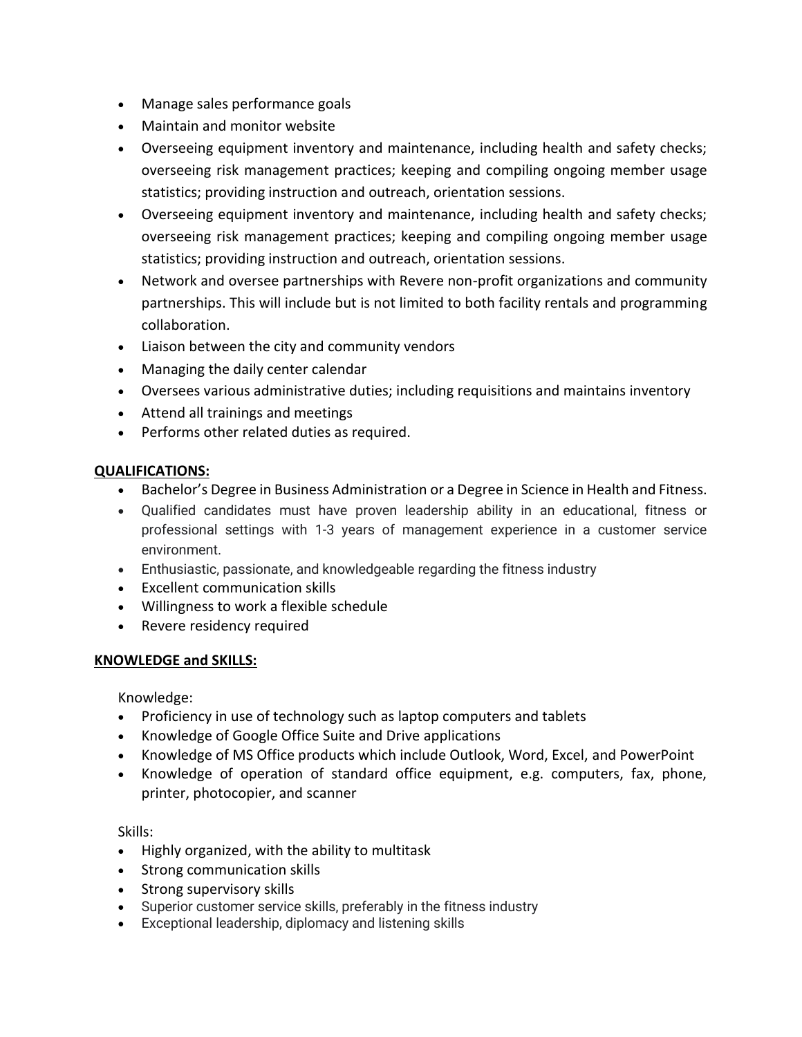- Manage sales performance goals
- Maintain and monitor website
- Overseeing equipment inventory and maintenance, including health and safety checks; overseeing risk management practices; keeping and compiling ongoing member usage statistics; providing instruction and outreach, orientation sessions.
- Overseeing equipment inventory and maintenance, including health and safety checks; overseeing risk management practices; keeping and compiling ongoing member usage statistics; providing instruction and outreach, orientation sessions.
- Network and oversee partnerships with Revere non-profit organizations and community partnerships. This will include but is not limited to both facility rentals and programming collaboration.
- Liaison between the city and community vendors
- Managing the daily center calendar
- Oversees various administrative duties; including requisitions and maintains inventory
- Attend all trainings and meetings
- Performs other related duties as required.

**QUALIFICATIONS:**

- Bachelor's Degree in Business Administration or a Degree in Science in Health and Fitness.
- Qualified candidates must have proven leadership ability in an educational, fitness or professional settings with 1-3 years of management experience in a customer service environment.
- Enthusiastic, passionate, and knowledgeable regarding the fitness industry
- Excellent communication skills
- Willingness to work a flexible schedule
- Revere residency required

**KNOWLEDGE and SKILLS:**

Knowledge:

- Proficiency in use of technology such as laptop computers and tablets
- Knowledge of Google Office Suite and Drive applications
- Knowledge of MS Office products which include Outlook, Word, Excel, and PowerPoint
- Knowledge of operation of standard office equipment, e.g. computers, fax, phone, printer, photocopier, and scanner

Skills:

- Highly organized, with the ability to multitask
- Strong communication skills
- Strong supervisory skills
- Superior customer service skills, preferably in the fitness industry
- Exceptional leadership, diplomacy and listening skills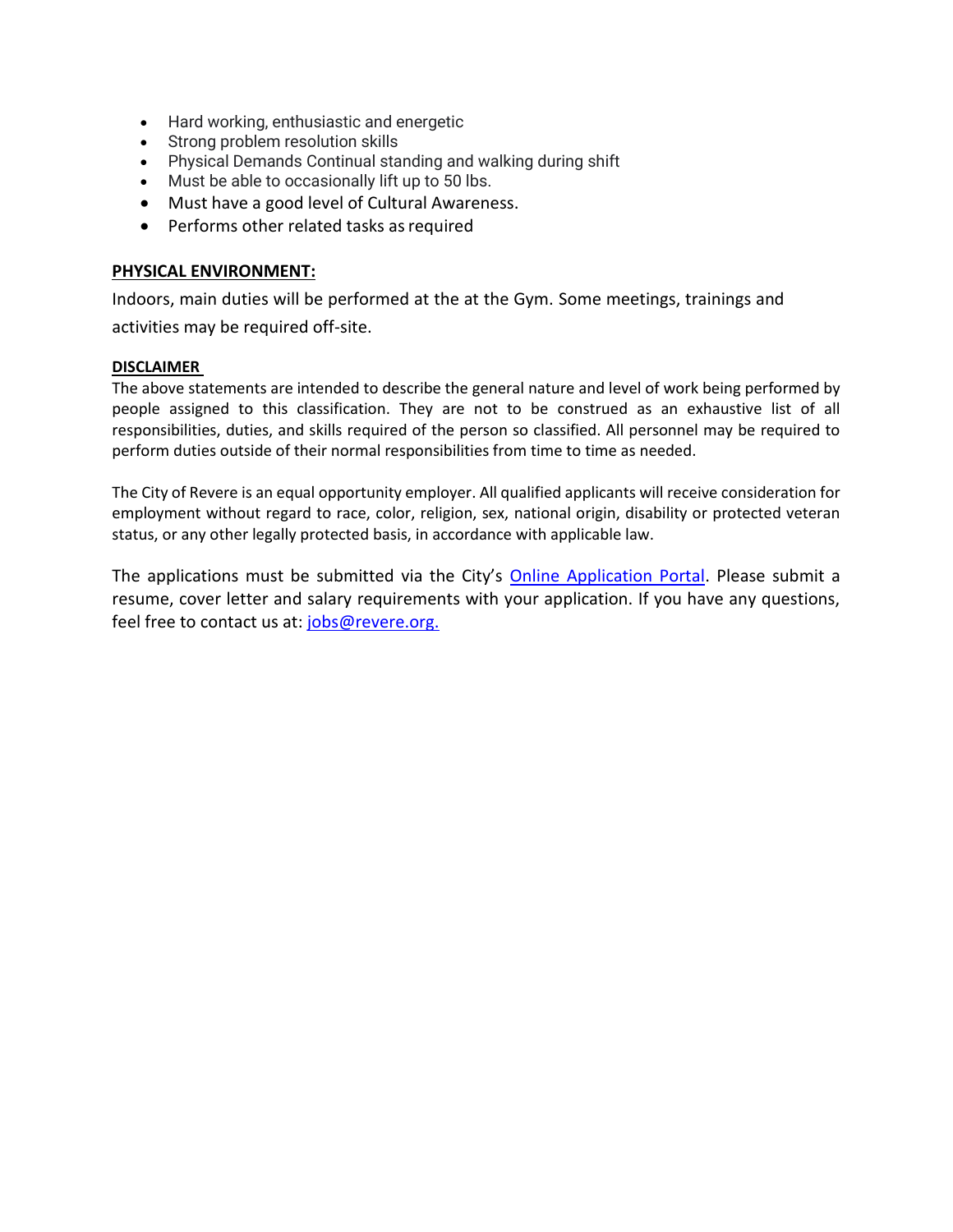- Hard working, enthusiastic and energetic
- Strong problem resolution skills
- Physical Demands Continual standing and walking during shift
- Must be able to occasionally lift up to 50 lbs.
- Must have a good level of Cultural Awareness.
- Performs other related tasks as required

**PHYSICAL ENVIRONMENT:**

Indoors, main duties will be performed at the at the Gym. Some meetings, trainings and activities may be required off-site.

**DISCLAIMER**

The above statements are intended to describe the general nature and level of work being performed by people assigned to this classification. They are not to be construed as an exhaustive list of all responsibilities, duties, and skills required of the person so classified. All personnel may be required to perform duties outside of their normal responsibilities from time to time as needed.

The City of Revere is an equal opportunity employer. All qualified applicants will receive consideration for employment without regard to race, color, religion, sex, national origin, disability or protected veteran status, or any other legally protected basis, in accordance with applicable law.

The applications must be submitted via the City's Online Application Portal. Please submit a resume, cover letter and salary requirements with your application. If you have any questions, feel free to contact us at: jobs@revere.org.